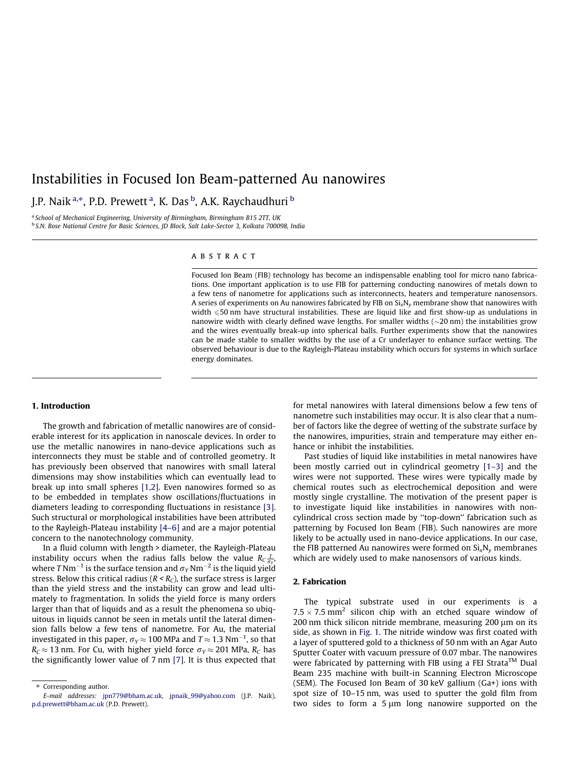# Instabilities in Focused Ion Beam-patterned Au nanowires

J.P. Naik [a,*], P.D. Prewett [a], K. Das [b], A.K. Raychaudhuri [b]

[a] School of Mechanical Engineering, University of Birmingham, Birmingham B15 2TT, UK
[b] S.N. Bose National Centre for Basic Sciences, JD Block, Salt Lake-Sector 3, Kolkata 700098, India

## ABSTRACT

Focused Ion Beam (FIB) technology has become an indispensable enabling tool for micro nano fabrications. One important application is to use FIB for patterning conducting nanowires of metals down to a few tens of nanometre for applications such as interconnects, heaters and temperature nanosensors. A series of experiments on Au nanowires fabricated by FIB on $Si_xN_y$ membrane show that nanowires with width $\leqslant$50 nm have structural instabilities. These are liquid like and first show-up as undulations in nanowire width with clearly defined wave lengths. For smaller widths (~20 nm) the instabilities grow and the wires eventually break-up into spherical balls. Further experiments show that the nanowires can be made stable to smaller widths by the use of a Cr underlayer to enhance surface wetting. The observed behaviour is due to the Rayleigh-Plateau instability which occurs for systems in which surface energy dominates.

## 1. Introduction

The growth and fabrication of metallic nanowires are of considerable interest for its application in nanoscale devices. In order to use the metallic nanowires in nano-device applications such as interconnects they must be stable and of controlled geometry. It has previously been observed that nanowires with small lateral dimensions may show instabilities which can eventually lead to break up into small spheres [1,2]. Even nanowires formed so as to be embedded in templates show oscillations/fluctuations in diameters leading to corresponding fluctuations in resistance [3]. Such structural or morphological instabilities have been attributed to the Rayleigh-Plateau instability [4–6] and are a major potential concern to the nanotechnology community.

In a fluid column with length > diameter, the Rayleigh-Plateau instability occurs when the radius falls below the value $R_C \frac{T}{\sigma_Y}$, where $T$ Nm$^{-1}$ is the surface tension and $\sigma_Y$ Nm$^{-2}$ is the liquid yield stress. Below this critical radius ($R < R_C$), the surface stress is larger than the yield stress and the instability can grow and lead ultimately to fragmentation. In solids the yield force is many orders larger than that of liquids and as a result the phenomena so ubiquitous in liquids cannot be seen in metals until the lateral dimension falls below a few tens of nanometre. For Au, the material investigated in this paper, $\sigma_Y \approx 100$ MPa and $T \approx 1.3$ Nm$^{-1}$, so that $R_C \approx 13$ nm. For Cu, with higher yield force $\sigma_Y \approx 201$ MPa, $R_C$ has the significantly lower value of 7 nm [7]. It is thus expected that for metal nanowires with lateral dimensions below a few tens of nanometre such instabilities may occur. It is also clear that a number of factors like the degree of wetting of the substrate surface by the nanowires, impurities, strain and temperature may either enhance or inhibit the instabilities.

Past studies of liquid like instabilities in metal nanowires have been mostly carried out in cylindrical geometry [1–3] and the wires were not supported. These wires were typically made by chemical routes such as electrochemical deposition and were mostly single crystalline. The motivation of the present paper is to investigate liquid like instabilities in nanowires with non-cylindrical cross section made by "top-down" fabrication such as patterning by Focused Ion Beam (FIB). Such nanowires are more likely to be actually used in nano-device applications. In our case, the FIB patterned Au nanowires were formed on $Si_xN_y$ membranes which are widely used to make nanosensors of various kinds.

## 2. Fabrication

The typical substrate used in our experiments is a $7.5 \times 7.5$ mm$^2$ silicon chip with an etched square window of 200 nm thick silicon nitride membrane, measuring 200 μm on its side, as shown in Fig. 1. The nitride window was first coated with a layer of sputtered gold to a thickness of 50 nm with an Agar Auto Sputter Coater with vacuum pressure of 0.07 mbar. The nanowires were fabricated by patterning with FIB using a FEI Strata™ Dual Beam 235 machine with built-in Scanning Electron Microscope (SEM). The Focused Ion Beam of 30 keV gallium (Ga+) ions with spot size of 10–15 nm, was used to sputter the gold film from two sides to form a 5 μm long nanowire supported on the

* Corresponding author.
E-mail addresses: jpn779@bham.ac.uk, jpnaik_99@yahoo.com (J.P. Naik), p.d.prewett@bham.ac.uk (P.D. Prewett).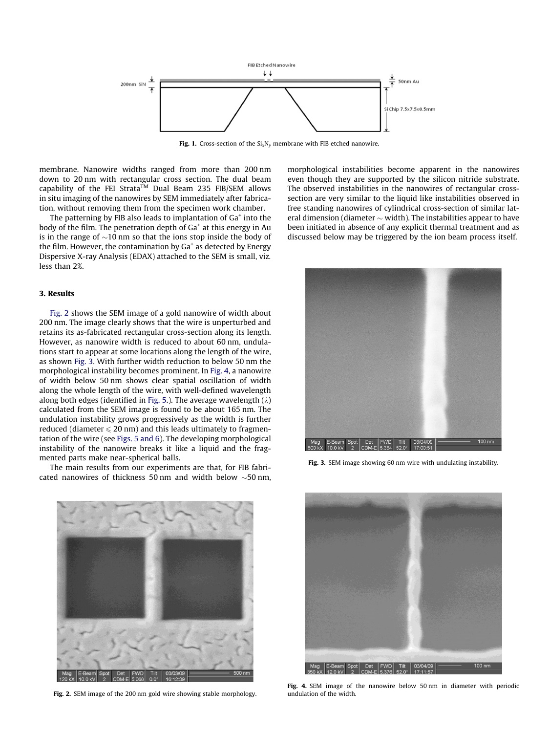Fig. 1. Cross-section of the $Si_xN_y$ membrane with FIB etched nanowire.

membrane. Nanowire widths ranged from more than 200 nm down to 20 nm with rectangular cross section. The dual beam capability of the FEI Strata$^{TM}$ Dual Beam 235 FIB/SEM allows in situ imaging of the nanowires by SEM immediately after fabrication, without removing them from the specimen work chamber.

The patterning by FIB also leads to implantation of $Ga^{+}$ into the body of the film. The penetration depth of $Ga^{+}$ at this energy in Au is in the range of ∼10 nm so that the ions stop inside the body of the film. However, the contamination by $Ga^{+}$ as detected by Energy Dispersive X-ray Analysis (EDAX) attached to the SEM is small, viz. less than 2%.

### 3. Results

Fig. 2 shows the SEM image of a gold nanowire of width about 200 nm. The image clearly shows that the wire is unperturbed and retains its as-fabricated rectangular cross-section along its length. However, as nanowire width is reduced to about 60 nm, undulations start to appear at some locations along the length of the wire, as shown Fig. 3. With further width reduction to below 50 nm the morphological instability becomes prominent. In Fig. 4, a nanowire of width below 50 nm shows clear spatial oscillation of width along the whole length of the wire, with well-defined wavelength along both edges (identified in Fig. 5.). The average wavelength ($\lambda$) calculated from the SEM image is found to be about 165 nm. The undulation instability grows progressively as the width is further reduced (diameter $\leqslant$ 20 nm) and this leads ultimately to fragmentation of the wire (see Figs. 5 and 6). The developing morphological instability of the nanowire breaks it like a liquid and the fragmented parts make near-spherical balls.

The main results from our experiments are that, for FIB fabricated nanowires of thickness 50 nm and width below ∼50 nm, morphological instabilities become apparent in the nanowires even though they are supported by the silicon nitride substrate. The observed instabilities in the nanowires of rectangular cross-section are very similar to the liquid like instabilities observed in free standing nanowires of cylindrical cross-section of similar lateral dimension (diameter ∼ width). The instabilities appear to have been initiated in absence of any explicit thermal treatment and as discussed below may be triggered by the ion beam process itself.

Fig. 3. SEM image showing 60 nm wire with undulating instability.

Fig. 2. SEM image of the 200 nm gold wire showing stable morphology.

Fig. 4. SEM image of the nanowire below 50 nm in diameter with periodic undulation of the width.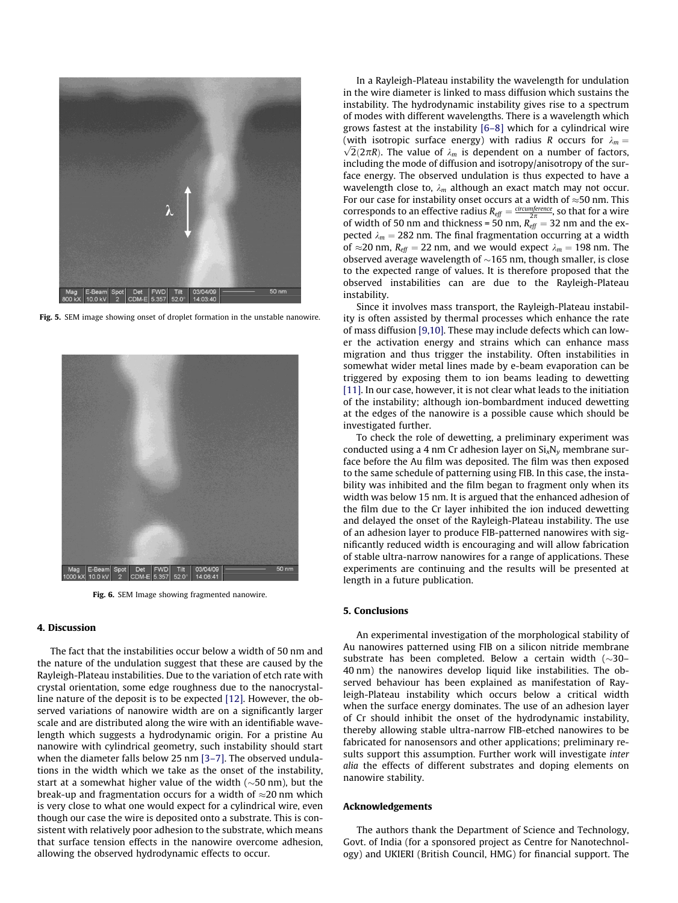Fig. 5. SEM image showing onset of droplet formation in the unstable nanowire.

Fig. 6. SEM Image showing fragmented nanowire.

## 4. Discussion

The fact that the instabilities occur below a width of 50 nm and the nature of the undulation suggest that these are caused by the Rayleigh-Plateau instabilities. Due to the variation of etch rate with crystal orientation, some edge roughness due to the nanocrystalline nature of the deposit is to be expected [12]. However, the observed variations of nanowire width are on a significantly larger scale and are distributed along the wire with an identifiable wavelength which suggests a hydrodynamic origin. For a pristine Au nanowire with cylindrical geometry, such instability should start when the diameter falls below 25 nm [3–7]. The observed undulations in the width which we take as the onset of the instability, start at a somewhat higher value of the width (~50 nm), but the break-up and fragmentation occurs for a width of ≈20 nm which is very close to what one would expect for a cylindrical wire, even though our case the wire is deposited onto a substrate. This is consistent with relatively poor adhesion to the substrate, which means that surface tension effects in the nanowire overcome adhesion, allowing the observed hydrodynamic effects to occur.

In a Rayleigh-Plateau instability the wavelength for undulation in the wire diameter is linked to mass diffusion which sustains the instability. The hydrodynamic instability gives rise to a spectrum of modes with different wavelengths. There is a wavelength which grows fastest at the instability [6–8] which for a cylindrical wire (with isotropic surface energy) with radius $R$ occurs for $\lambda_m = \sqrt{2}(2\pi R)$. The value of $\lambda_m$ is dependent on a number of factors, including the mode of diffusion and isotropy/anisotropy of the surface energy. The observed undulation is thus expected to have a wavelength close to, $\lambda_m$ although an exact match may not occur. For our case for instability onset occurs at a width of ≈50 nm. This corresponds to an effective radius $R_{eff} = \frac{circumference}{2\pi}$, so that for a wire of width of 50 nm and thickness = 50 nm, $R_{eff} = 32$ nm and the expected $\lambda_m = 282$ nm. The final fragmentation occurring at a width of ≈20 nm, $R_{eff} = 22$ nm, and we would expect $\lambda_m = 198$ nm. The observed average wavelength of ~165 nm, though smaller, is close to the expected range of values. It is therefore proposed that the observed instabilities can are due to the Rayleigh-Plateau instability.

Since it involves mass transport, the Rayleigh-Plateau instability is often assisted by thermal processes which enhance the rate of mass diffusion [9,10]. These may include defects which can lower the activation energy and strains which can enhance mass migration and thus trigger the instability. Often instabilities in somewhat wider metal lines made by e-beam evaporation can be triggered by exposing them to ion beams leading to dewetting [11]. In our case, however, it is not clear what leads to the initiation of the instability; although ion-bombardment induced dewetting at the edges of the nanowire is a possible cause which should be investigated further.

To check the role of dewetting, a preliminary experiment was conducted using a 4 nm Cr adhesion layer on $Si_xN_y$ membrane surface before the Au film was deposited. The film was then exposed to the same schedule of patterning using FIB. In this case, the instability was inhibited and the film began to fragment only when its width was below 15 nm. It is argued that the enhanced adhesion of the film due to the Cr layer inhibited the ion induced dewetting and delayed the onset of the Rayleigh-Plateau instability. The use of an adhesion layer to produce FIB-patterned nanowires with significantly reduced width is encouraging and will allow fabrication of stable ultra-narrow nanowires for a range of applications. These experiments are continuing and the results will be presented at length in a future publication.

## 5. Conclusions

An experimental investigation of the morphological stability of Au nanowires patterned using FIB on a silicon nitride membrane substrate has been completed. Below a certain width (~30–40 nm) the nanowires develop liquid like instabilities. The observed behaviour has been explained as manifestation of Rayleigh-Plateau instability which occurs below a critical width when the surface energy dominates. The use of an adhesion layer of Cr should inhibit the onset of the hydrodynamic instability, thereby allowing stable ultra-narrow FIB-etched nanowires to be fabricated for nanosensors and other applications; preliminary results support this assumption. Further work will investigate *inter alia* the effects of different substrates and doping elements on nanowire stability.

## Acknowledgements

The authors thank the Department of Science and Technology, Govt. of India (for a sponsored project as Centre for Nanotechnology) and UKIERI (British Council, HMG) for financial support. The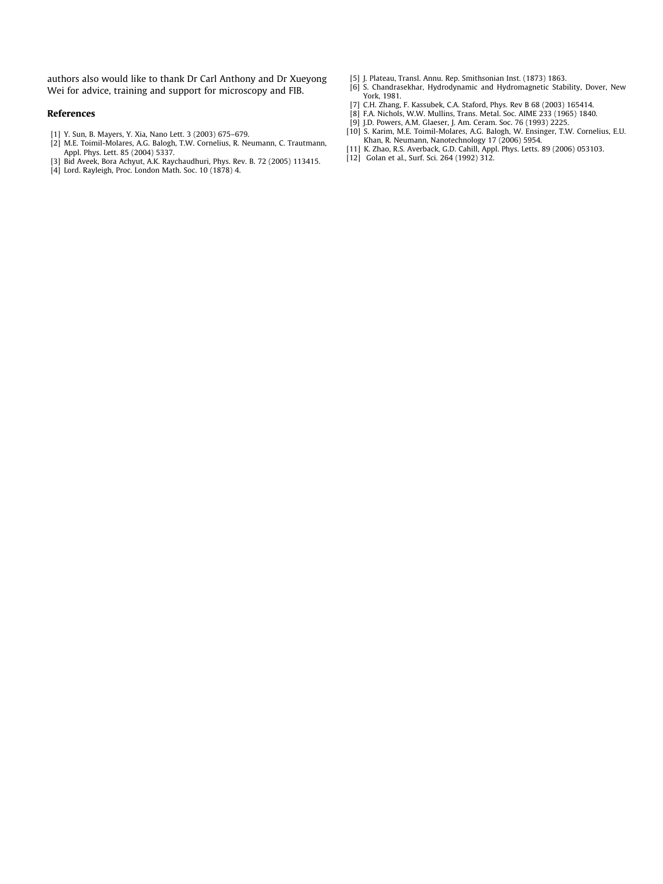authors also would like to thank Dr Carl Anthony and Dr Xueyong Wei for advice, training and support for microscopy and FIB.

## References

[1] Y. Sun, B. Mayers, Y. Xia, Nano Lett. 3 (2003) 675–679.
[2] M.E. Toimil-Molares, A.G. Balogh, T.W. Cornelius, R. Neumann, C. Trautmann, Appl. Phys. Lett. 85 (2004) 5337.
[3] Bid Aveek, Bora Achyut, A.K. Raychaudhuri, Phys. Rev. B. 72 (2005) 113415.
[4] Lord. Rayleigh, Proc. London Math. Soc. 10 (1878) 4.
[5] J. Plateau, Transl. Annu. Rep. Smithsonian Inst. (1873) 1863.
[6] S. Chandrasekhar, Hydrodynamic and Hydromagnetic Stability, Dover, New York, 1981.
[7] C.H. Zhang, F. Kassubek, C.A. Staford, Phys. Rev B 68 (2003) 165414.
[8] F.A. Nichols, W.W. Mullins, Trans. Metal. Soc. AIME 233 (1965) 1840.
[9] J.D. Powers, A.M. Glaeser, J. Am. Ceram. Soc. 76 (1993) 2225.
[10] S. Karim, M.E. Toimil-Molares, A.G. Balogh, W. Ensinger, T.W. Cornelius, E.U. Khan, R. Neumann, Nanotechnology 17 (2006) 5954.
[11] K. Zhao, R.S. Averback, G.D. Cahill, Appl. Phys. Letts. 89 (2006) 053103.
[12] Golan et al., Surf. Sci. 264 (1992) 312.